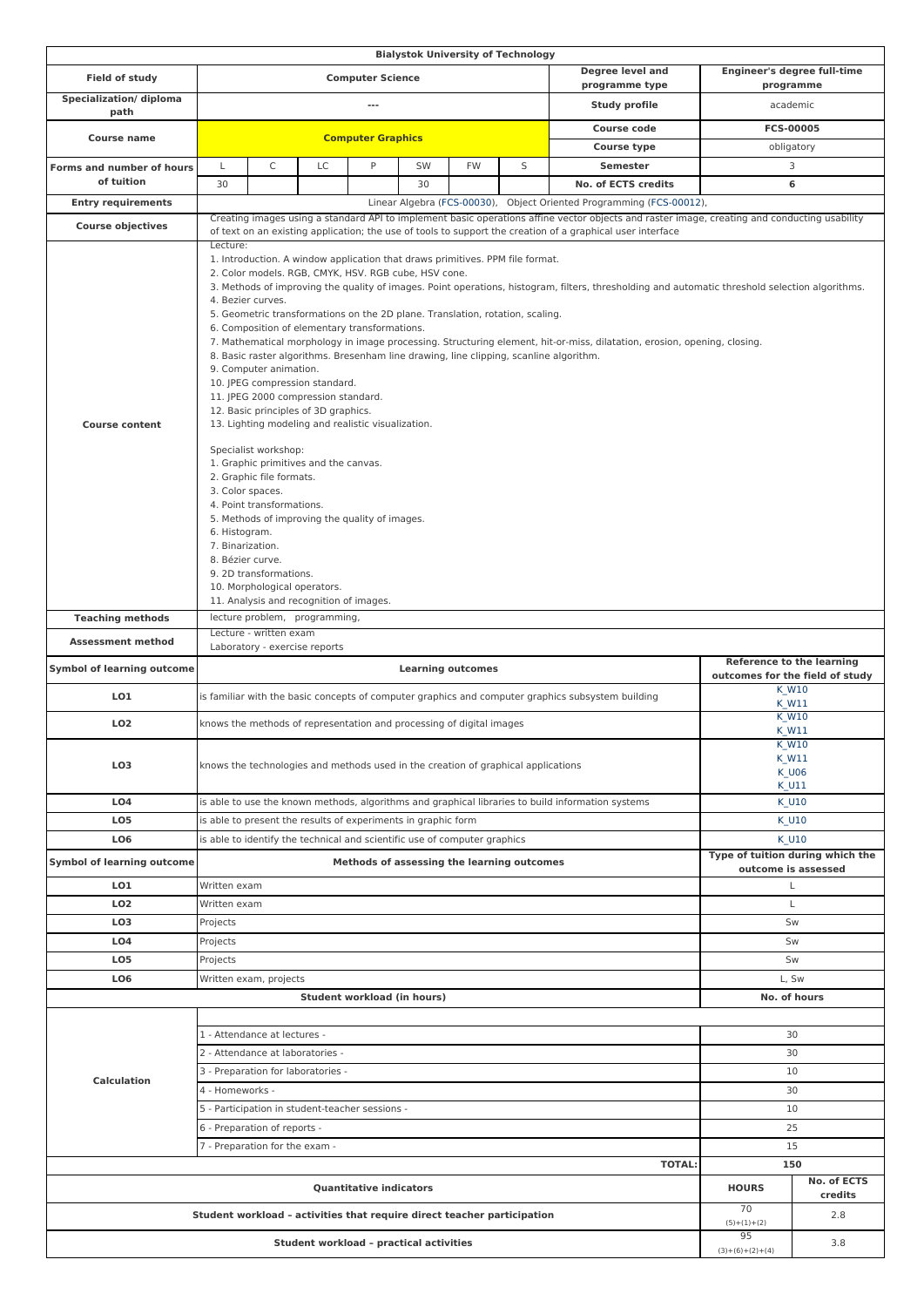**Bialystok University of Technology**

| Field of study | Computer Science | Degree level and programme type | Engineer's degree full-time programme |
|---|---|---|---|
| Specialization/ diploma path | --- | Study profile | academic |
| Course name | Computer Graphics | Course code | FCS-00005 |
| | | Course type | obligatory |

| Forms and number of hours of tuition | L | C | LC | P | SW | FW | S | Semester | 3 |
|---|---|---|---|---|---|---|---|---|---|
| | 30 | | | | 30 | | | No. of ECTS credits | 6 |

**Entry requirements:** Linear Algebra (FCS-00030), Object Oriented Programming (FCS-00012),

**Course objectives:** Creating images using a standard API to implement basic operations affine vector objects and raster image, creating and conducting usability of text on an existing application; the use of tools to support the creation of a graphical user interface

**Course content:**

Lecture:
1. Introduction. A window application that draws primitives. PPM file format.
2. Color models. RGB, CMYK, HSV. RGB cube, HSV cone.
3. Methods of improving the quality of images. Point operations, histogram, filters, thresholding and automatic threshold selection algorithms.
4. Bezier curves.
5. Geometric transformations on the 2D plane. Translation, rotation, scaling.
6. Composition of elementary transformations.
7. Mathematical morphology in image processing. Structuring element, hit-or-miss, dilatation, erosion, opening, closing.
8. Basic raster algorithms. Bresenham line drawing, line clipping, scanline algorithm.
9. Computer animation.
10. JPEG compression standard.
11. JPEG 2000 compression standard.
12. Basic principles of 3D graphics.
13. Lighting modeling and realistic visualization.

Specialist workshop:
1. Graphic primitives and the canvas.
2. Graphic file formats.
3. Color spaces.
4. Point transformations.
5. Methods of improving the quality of images.
6. Histogram.
7. Binarization.
8. Bézier curve.
9. 2D transformations.
10. Morphological operators.
11. Analysis and recognition of images.

**Teaching methods:** lecture problem, programming,

**Assessment method:**
Lecture - written exam
Laboratory - exercise reports

| Symbol of learning outcome | Learning outcomes | Reference to the learning outcomes for the field of study |
|---|---|---|
| LO1 | is familiar with the basic concepts of computer graphics and computer graphics subsystem building | K_W10, K_W11 |
| LO2 | knows the methods of representation and processing of digital images | K_W10, K_W11 |
| LO3 | knows the technologies and methods used in the creation of graphical applications | K_W10, K_W11, K_U06, K_U11 |
| LO4 | is able to use the known methods, algorithms and graphical libraries to build information systems | K_U10 |
| LO5 | is able to present the results of experiments in graphic form | K_U10 |
| LO6 | is able to identify the technical and scientific use of computer graphics | K_U10 |

| Symbol of learning outcome | Methods of assessing the learning outcomes | Type of tuition during which the outcome is assessed |
|---|---|---|
| LO1 | Written exam | L |
| LO2 | Written exam | L |
| LO3 | Projects | Sw |
| LO4 | Projects | Sw |
| LO5 | Projects | Sw |
| LO6 | Written exam, projects | L, Sw |

| Student workload (in hours) | No. of hours |
|---|---|
| 1 - Attendance at lectures - | 30 |
| 2 - Attendance at laboratories - | 30 |
| 3 - Preparation for laboratories - | 10 |
| 4 - Homeworks - | 30 |
| 5 - Participation in student-teacher sessions - | 10 |
| 6 - Preparation of reports - | 25 |
| 7 - Preparation for the exam - | 15 |
| **TOTAL:** | **150** |

| Quantitative indicators | HOURS | No. of ECTS credits |
|---|---|---|
| Student workload – activities that require direct teacher participation | 70 (5)+(1)+(2) | 2.8 |
| Student workload – practical activities | 95 (3)+(6)+(2)+(4) | 3.8 |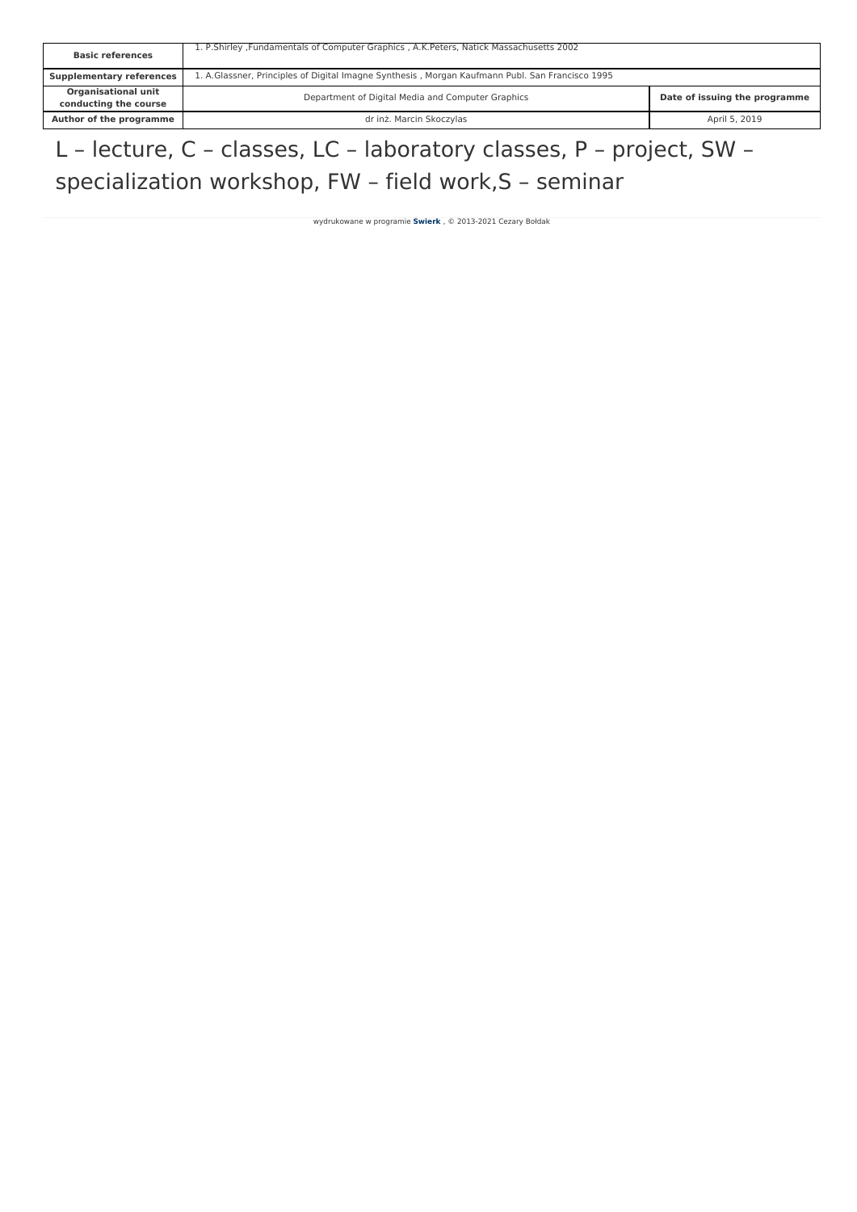| | | |
|---|---|---|
| **Basic references** | 1. P.Shirley ,Fundamentals of Computer Graphics , A.K.Peters, Natick Massachusetts 2002 | |
| **Supplementary references** | 1. A.Glassner, Principles of Digital Imagne Synthesis , Morgan Kaufmann Publ. San Francisco 1995 | |
| **Organisational unit conducting the course** | Department of Digital Media and Computer Graphics | **Date of issuing the programme** |
| **Author of the programme** | dr inż. Marcin Skoczylas | April 5, 2019 |

L – lecture, C – classes, LC – laboratory classes, P – project, SW – specialization workshop, FW – field work,S – seminar

wydrukowane w programie **Swierk** , © 2013-2021 Cezary Bołdak